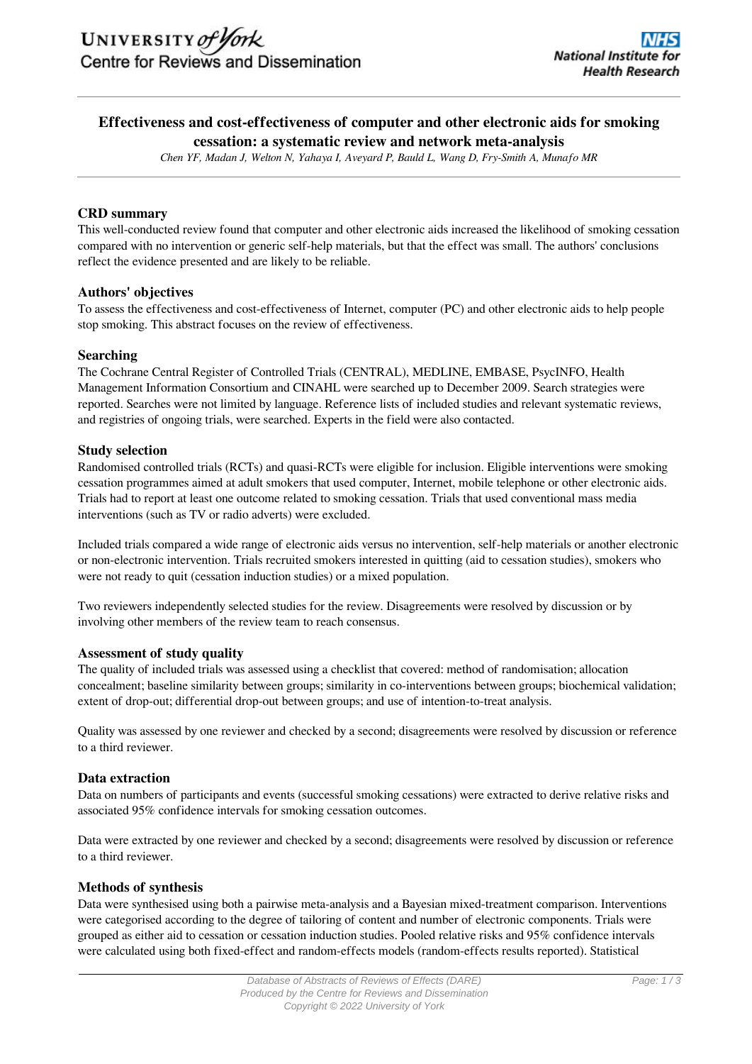# Effectiveness and cost-effectiveness of computer and other electronic aids for smoking cessation: a systematic review and network meta-analysis

*Chen YF, Madan J, Welton N, Yahaya I, Aveyard P, Bauld L, Wang D, Fry-Smith A, Munafo MR*

## CRD summary

This well-conducted review found that computer and other electronic aids increased the likelihood of smoking cessation compared with no intervention or generic self-help materials, but that the effect was small. The authors' conclusions reflect the evidence presented and are likely to be reliable.

## Authors' objectives

To assess the effectiveness and cost-effectiveness of Internet, computer (PC) and other electronic aids to help people stop smoking. This abstract focuses on the review of effectiveness.

## Searching

The Cochrane Central Register of Controlled Trials (CENTRAL), MEDLINE, EMBASE, PsycINFO, Health Management Information Consortium and CINAHL were searched up to December 2009. Search strategies were reported. Searches were not limited by language. Reference lists of included studies and relevant systematic reviews, and registries of ongoing trials, were searched. Experts in the field were also contacted.

## Study selection

Randomised controlled trials (RCTs) and quasi-RCTs were eligible for inclusion. Eligible interventions were smoking cessation programmes aimed at adult smokers that used computer, Internet, mobile telephone or other electronic aids. Trials had to report at least one outcome related to smoking cessation. Trials that used conventional mass media interventions (such as TV or radio adverts) were excluded.

Included trials compared a wide range of electronic aids versus no intervention, self-help materials or another electronic or non-electronic intervention. Trials recruited smokers interested in quitting (aid to cessation studies), smokers who were not ready to quit (cessation induction studies) or a mixed population.

Two reviewers independently selected studies for the review. Disagreements were resolved by discussion or by involving other members of the review team to reach consensus.

## Assessment of study quality

The quality of included trials was assessed using a checklist that covered: method of randomisation; allocation concealment; baseline similarity between groups; similarity in co-interventions between groups; biochemical validation; extent of drop-out; differential drop-out between groups; and use of intention-to-treat analysis.

Quality was assessed by one reviewer and checked by a second; disagreements were resolved by discussion or reference to a third reviewer.

## Data extraction

Data on numbers of participants and events (successful smoking cessations) were extracted to derive relative risks and associated 95% confidence intervals for smoking cessation outcomes.

Data were extracted by one reviewer and checked by a second; disagreements were resolved by discussion or reference to a third reviewer.

## Methods of synthesis

Data were synthesised using both a pairwise meta-analysis and a Bayesian mixed-treatment comparison. Interventions were categorised according to the degree of tailoring of content and number of electronic components. Trials were grouped as either aid to cessation or cessation induction studies. Pooled relative risks and 95% confidence intervals were calculated using both fixed-effect and random-effects models (random-effects results reported). Statistical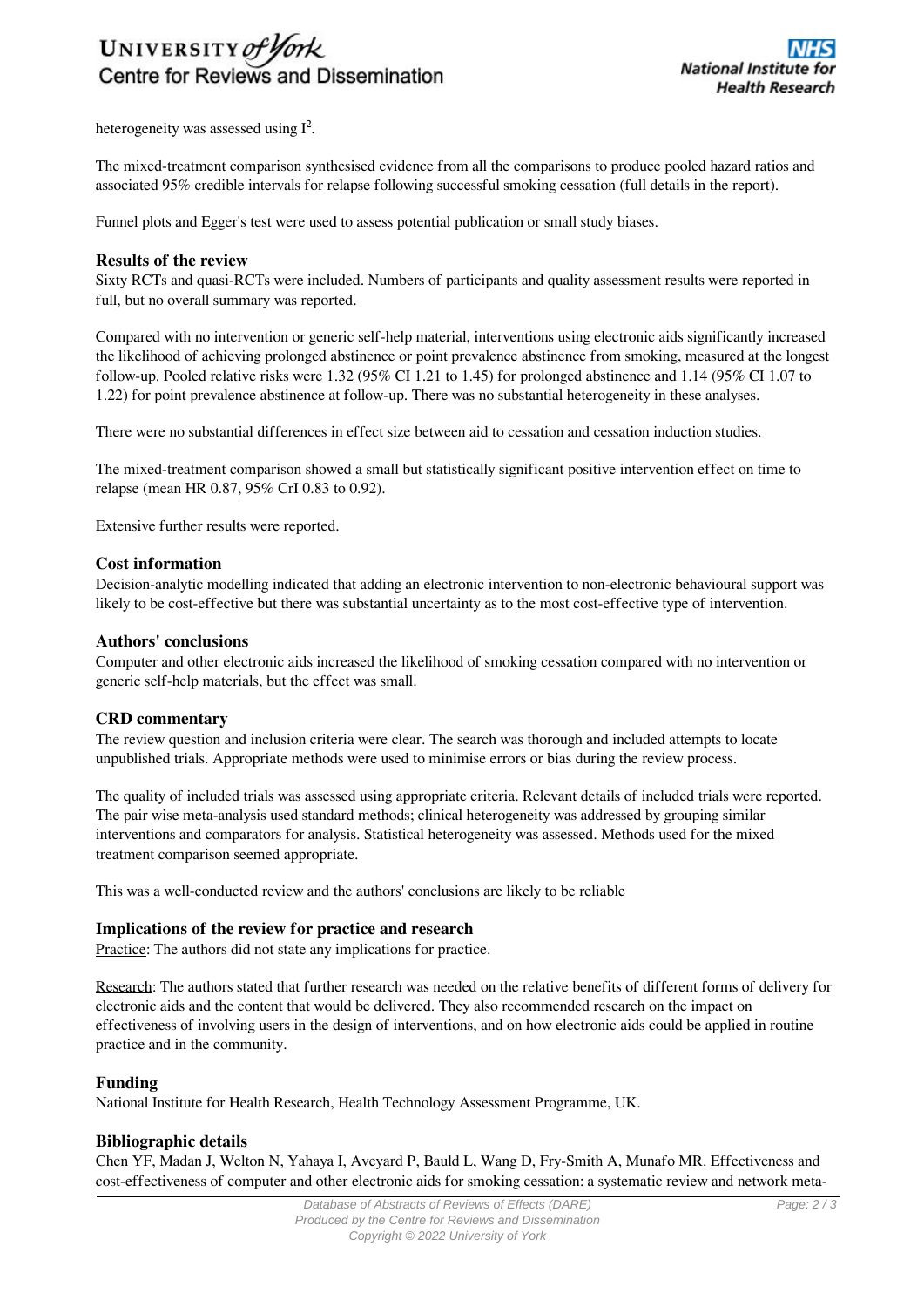heterogeneity was assessed using $I^2$.

The mixed-treatment comparison synthesised evidence from all the comparisons to produce pooled hazard ratios and associated 95% credible intervals for relapse following successful smoking cessation (full details in the report).

Funnel plots and Egger's test were used to assess potential publication or small study biases.

### Results of the review

Sixty RCTs and quasi-RCTs were included. Numbers of participants and quality assessment results were reported in full, but no overall summary was reported.

Compared with no intervention or generic self-help material, interventions using electronic aids significantly increased the likelihood of achieving prolonged abstinence or point prevalence abstinence from smoking, measured at the longest follow-up. Pooled relative risks were 1.32 (95% CI 1.21 to 1.45) for prolonged abstinence and 1.14 (95% CI 1.07 to 1.22) for point prevalence abstinence at follow-up. There was no substantial heterogeneity in these analyses.

There were no substantial differences in effect size between aid to cessation and cessation induction studies.

The mixed-treatment comparison showed a small but statistically significant positive intervention effect on time to relapse (mean HR 0.87, 95% CrI 0.83 to 0.92).

Extensive further results were reported.

### Cost information

Decision-analytic modelling indicated that adding an electronic intervention to non-electronic behavioural support was likely to be cost-effective but there was substantial uncertainty as to the most cost-effective type of intervention.

### Authors' conclusions

Computer and other electronic aids increased the likelihood of smoking cessation compared with no intervention or generic self-help materials, but the effect was small.

### CRD commentary

The review question and inclusion criteria were clear. The search was thorough and included attempts to locate unpublished trials. Appropriate methods were used to minimise errors or bias during the review process.

The quality of included trials was assessed using appropriate criteria. Relevant details of included trials were reported. The pair wise meta-analysis used standard methods; clinical heterogeneity was addressed by grouping similar interventions and comparators for analysis. Statistical heterogeneity was assessed. Methods used for the mixed treatment comparison seemed appropriate.

This was a well-conducted review and the authors' conclusions are likely to be reliable

### Implications of the review for practice and research

Practice: The authors did not state any implications for practice.

Research: The authors stated that further research was needed on the relative benefits of different forms of delivery for electronic aids and the content that would be delivered. They also recommended research on the impact on effectiveness of involving users in the design of interventions, and on how electronic aids could be applied in routine practice and in the community.

### Funding

National Institute for Health Research, Health Technology Assessment Programme, UK.

### Bibliographic details

Chen YF, Madan J, Welton N, Yahaya I, Aveyard P, Bauld L, Wang D, Fry-Smith A, Munafo MR. Effectiveness and cost-effectiveness of computer and other electronic aids for smoking cessation: a systematic review and network meta-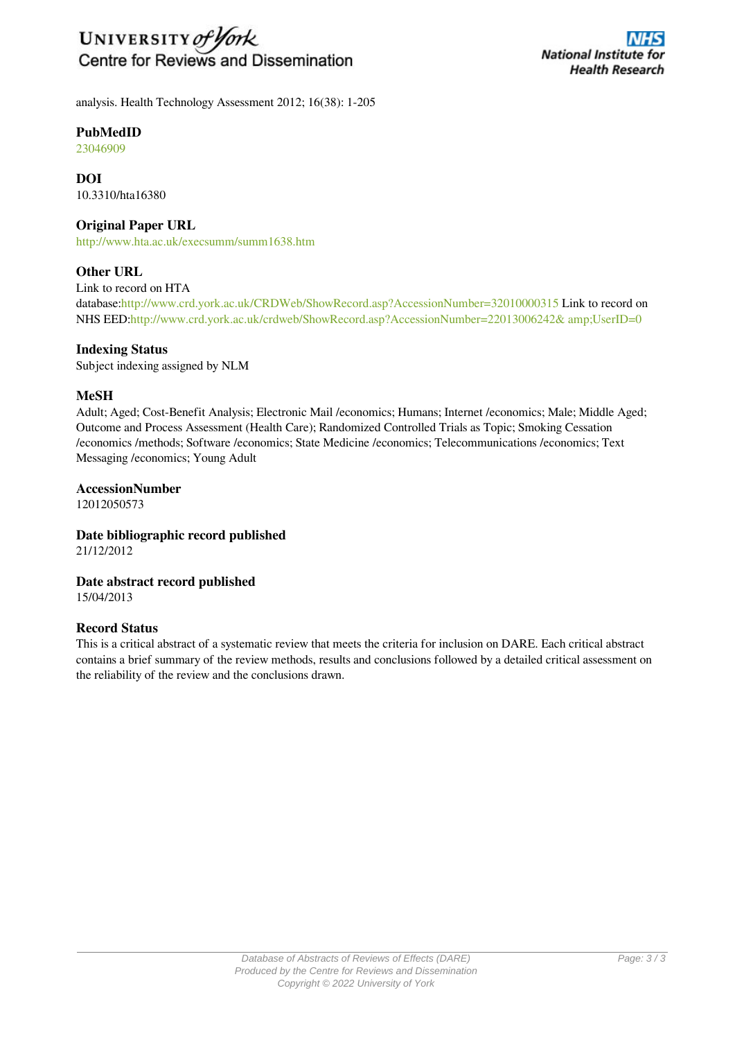analysis. Health Technology Assessment 2012; 16(38): 1-205

**PubMedID**

23046909

**DOI**

10.3310/hta16380

**Original Paper URL**

http://www.hta.ac.uk/execsumm/summ1638.htm

**Other URL**

Link to record on HTA database:http://www.crd.york.ac.uk/CRDWeb/ShowRecord.asp?AccessionNumber=32010000315 Link to record on NHS EED:http://www.crd.york.ac.uk/crdweb/ShowRecord.asp?AccessionNumber=22013006242& amp;UserID=0

**Indexing Status**

Subject indexing assigned by NLM

**MeSH**

Adult; Aged; Cost-Benefit Analysis; Electronic Mail /economics; Humans; Internet /economics; Male; Middle Aged; Outcome and Process Assessment (Health Care); Randomized Controlled Trials as Topic; Smoking Cessation /economics /methods; Software /economics; State Medicine /economics; Telecommunications /economics; Text Messaging /economics; Young Adult

**AccessionNumber**

12012050573

**Date bibliographic record published**

21/12/2012

**Date abstract record published**

15/04/2013

**Record Status**

This is a critical abstract of a systematic review that meets the criteria for inclusion on DARE. Each critical abstract contains a brief summary of the review methods, results and conclusions followed by a detailed critical assessment on the reliability of the review and the conclusions drawn.